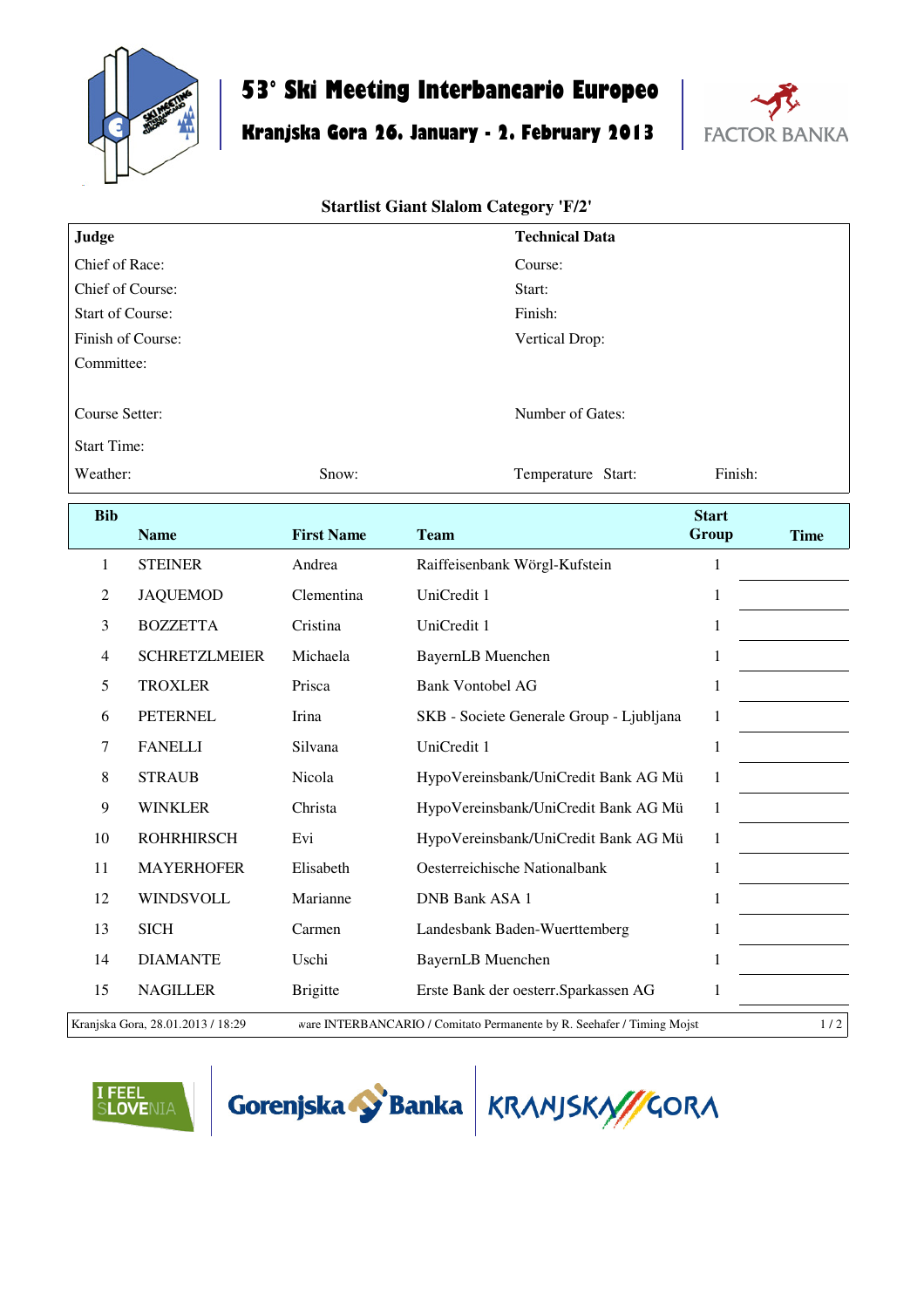# 53° Ski Meeting Interbancario Europeo

## Kranjska Gora 26. January - 2. February 2013

FACTOR BANKA

### Startlist Giant Slalom Category 'F/2'

| **Judge** | | **Technical Data** | |
|---|---|---|---|
| Chief of Race: | | Course: | |
| Chief of Course: | | Start: | |
| Start of Course: | | Finish: | |
| Finish of Course: | | Vertical Drop: | |
| Committee: | | | |
| Course Setter: | | Number of Gates: | |
| Start Time: | | | |
| Weather: | Snow: | Temperature Start: | Finish: |

| Bib | Name | First Name | Team | Start Group | Time |
|---|---|---|---|---|---|
| 1 | STEINER | Andrea | Raiffeisenbank Wörgl-Kufstein | 1 | |
| 2 | JAQUEMOD | Clementina | UniCredit 1 | 1 | |
| 3 | BOZZETTA | Cristina | UniCredit 1 | 1 | |
| 4 | SCHRETZLMEIER | Michaela | BayernLB Muenchen | 1 | |
| 5 | TROXLER | Prisca | Bank Vontobel AG | 1 | |
| 6 | PETERNEL | Irina | SKB - Societe Generale Group - Ljubljana | 1 | |
| 7 | FANELLI | Silvana | UniCredit 1 | 1 | |
| 8 | STRAUB | Nicola | HypoVereinsbank/UniCredit Bank AG Mü | 1 | |
| 9 | WINKLER | Christa | HypoVereinsbank/UniCredit Bank AG Mü | 1 | |
| 10 | ROHRHIRSCH | Evi | HypoVereinsbank/UniCredit Bank AG Mü | 1 | |
| 11 | MAYERHOFER | Elisabeth | Oesterreichische Nationalbank | 1 | |
| 12 | WINDSVOLL | Marianne | DNB Bank ASA 1 | 1 | |
| 13 | SICH | Carmen | Landesbank Baden-Wuerttemberg | 1 | |
| 14 | DIAMANTE | Uschi | BayernLB Muenchen | 1 | |
| 15 | NAGILLER | Brigitte | Erste Bank der oesterr.Sparkassen AG | 1 | |

Kranjska Gora, 28.01.2013 / 18:29 ware INTERBANCARIO / Comitato Permanente by R. Seehafer / Timing Mojst

I FEEL SLOVENIA Gorenjska Banka KRANJSKA GORA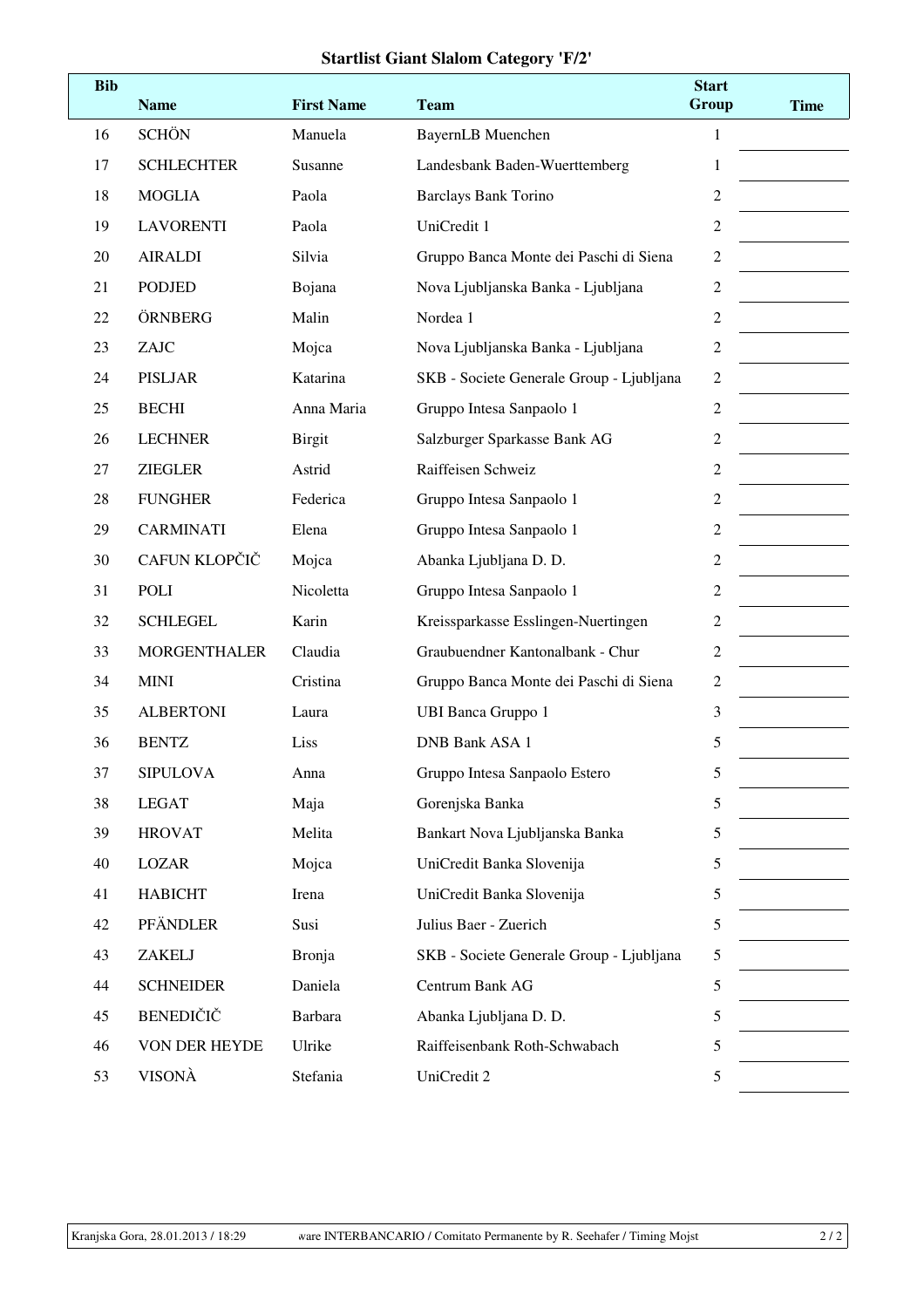# Startlist Giant Slalom Category 'F/2'

| Bib | Name | First Name | Team | Start Group | Time |
|---|---|---|---|---|---|
| 16 | SCHÖN | Manuela | BayernLB Muenchen | 1 | |
| 17 | SCHLECHTER | Susanne | Landesbank Baden-Wuerttemberg | 1 | |
| 18 | MOGLIA | Paola | Barclays Bank Torino | 2 | |
| 19 | LAVORENTI | Paola | UniCredit 1 | 2 | |
| 20 | AIRALDI | Silvia | Gruppo Banca Monte dei Paschi di Siena | 2 | |
| 21 | PODJED | Bojana | Nova Ljubljanska Banka - Ljubljana | 2 | |
| 22 | ÖRNBERG | Malin | Nordea 1 | 2 | |
| 23 | ZAJC | Mojca | Nova Ljubljanska Banka - Ljubljana | 2 | |
| 24 | PISLJAR | Katarina | SKB - Societe Generale Group - Ljubljana | 2 | |
| 25 | BECHI | Anna Maria | Gruppo Intesa Sanpaolo 1 | 2 | |
| 26 | LECHNER | Birgit | Salzburger Sparkasse Bank AG | 2 | |
| 27 | ZIEGLER | Astrid | Raiffeisen Schweiz | 2 | |
| 28 | FUNGHER | Federica | Gruppo Intesa Sanpaolo 1 | 2 | |
| 29 | CARMINATI | Elena | Gruppo Intesa Sanpaolo 1 | 2 | |
| 30 | CAFUN KLOPČIČ | Mojca | Abanka Ljubljana D. D. | 2 | |
| 31 | POLI | Nicoletta | Gruppo Intesa Sanpaolo 1 | 2 | |
| 32 | SCHLEGEL | Karin | Kreissparkasse Esslingen-Nuertingen | 2 | |
| 33 | MORGENTHALER | Claudia | Graubuendner Kantonalbank - Chur | 2 | |
| 34 | MINI | Cristina | Gruppo Banca Monte dei Paschi di Siena | 2 | |
| 35 | ALBERTONI | Laura | UBI Banca Gruppo 1 | 3 | |
| 36 | BENTZ | Liss | DNB Bank ASA 1 | 5 | |
| 37 | SIPULOVA | Anna | Gruppo Intesa Sanpaolo Estero | 5 | |
| 38 | LEGAT | Maja | Gorenjska Banka | 5 | |
| 39 | HROVAT | Melita | Bankart Nova Ljubljanska Banka | 5 | |
| 40 | LOZAR | Mojca | UniCredit Banka Slovenija | 5 | |
| 41 | HABICHT | Irena | UniCredit Banka Slovenija | 5 | |
| 42 | PFÄNDLER | Susi | Julius Baer - Zuerich | 5 | |
| 43 | ZAKELJ | Bronja | SKB - Societe Generale Group - Ljubljana | 5 | |
| 44 | SCHNEIDER | Daniela | Centrum Bank AG | 5 | |
| 45 | BENEDIČIČ | Barbara | Abanka Ljubljana D. D. | 5 | |
| 46 | VON DER HEYDE | Ulrike | Raiffeisenbank Roth-Schwabach | 5 | |
| 53 | VISONÀ | Stefania | UniCredit 2 | 5 | |

Kranjska Gora, 28.01.2013 / 18:29 ware INTERBANCARIO / Comitato Permanente by R. Seehafer / Timing Mojst